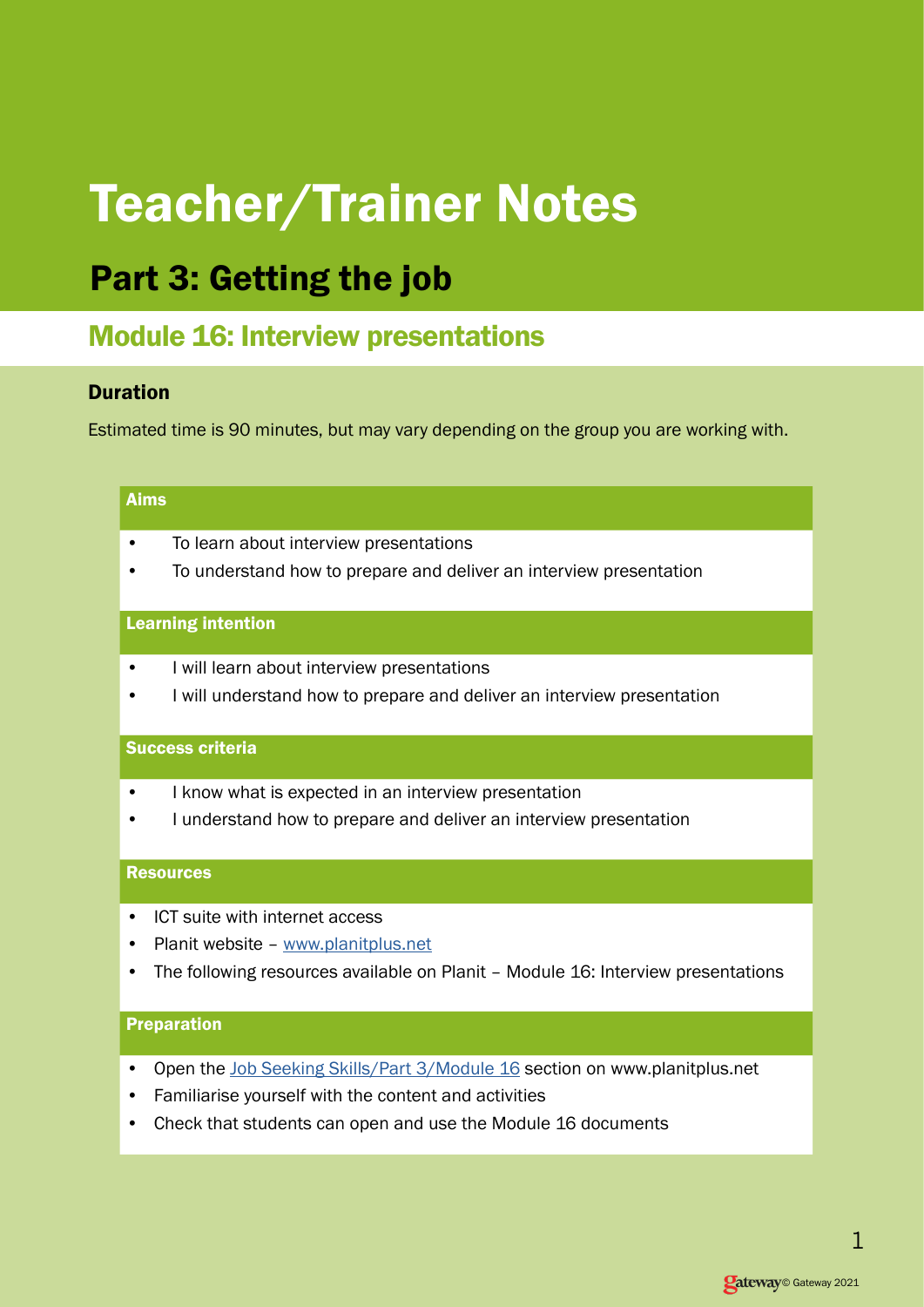# Teacher/Trainer Notes

## Part 3: Getting the job

## Module 16: Interview presentations

### Duration

Estimated time is 90 minutes, but may vary depending on the group you are working with.

#### Aims

- To learn about interview presentations
- To understand how to prepare and deliver an interview presentation

#### Learning intention

- I will learn about interview presentations
- I will understand how to prepare and deliver an interview presentation

#### Success criteria

- I know what is expected in an interview presentation
- I understand how to prepare and deliver an interview presentation

#### Resources

- ICT suite with internet access
- Planit website – www.planitplus.net
- The following resources available on Planit – Module 16: Interview presentations

#### Preparation

- Open the Job Seeking Skills/Part 3/Module 16 section on www.planitplus.net
- Familiarise yourself with the content and activities
- Check that students can open and use the Module 16 documents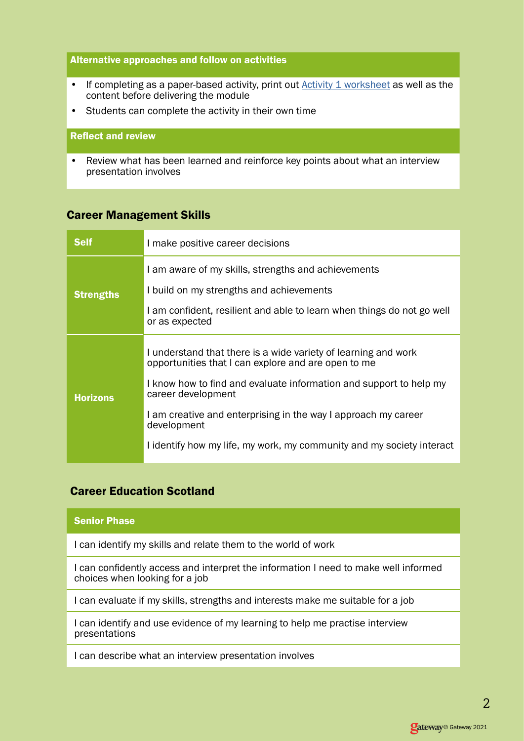| Alternative approaches and follow on activities |
|---|
| • If completing as a paper-based activity, print out Activity 1 worksheet as well as the content before delivering the module<br>• Students can complete the activity in their own time |

| Reflect and review |
|---|
| • Review what has been learned and reinforce key points about what an interview presentation involves |

## Career Management Skills

| | |
|---|---|
| **Self** | I make positive career decisions |
| **Strengths** | I am aware of my skills, strengths and achievements<br><br>I build on my strengths and achievements<br><br>I am confident, resilient and able to learn when things do not go well or as expected |
| **Horizons** | I understand that there is a wide variety of learning and work opportunities that I can explore and are open to me<br><br>I know how to find and evaluate information and support to help my career development<br><br>I am creative and enterprising in the way I approach my career development<br><br>I identify how my life, my work, my community and my society interact |

## Career Education Scotland

| Senior Phase |
|---|
| I can identify my skills and relate them to the world of work |
| I can confidently access and interpret the information I need to make well informed choices when looking for a job |
| I can evaluate if my skills, strengths and interests make me suitable for a job |
| I can identify and use evidence of my learning to help me practise interview presentations |
| I can describe what an interview presentation involves |